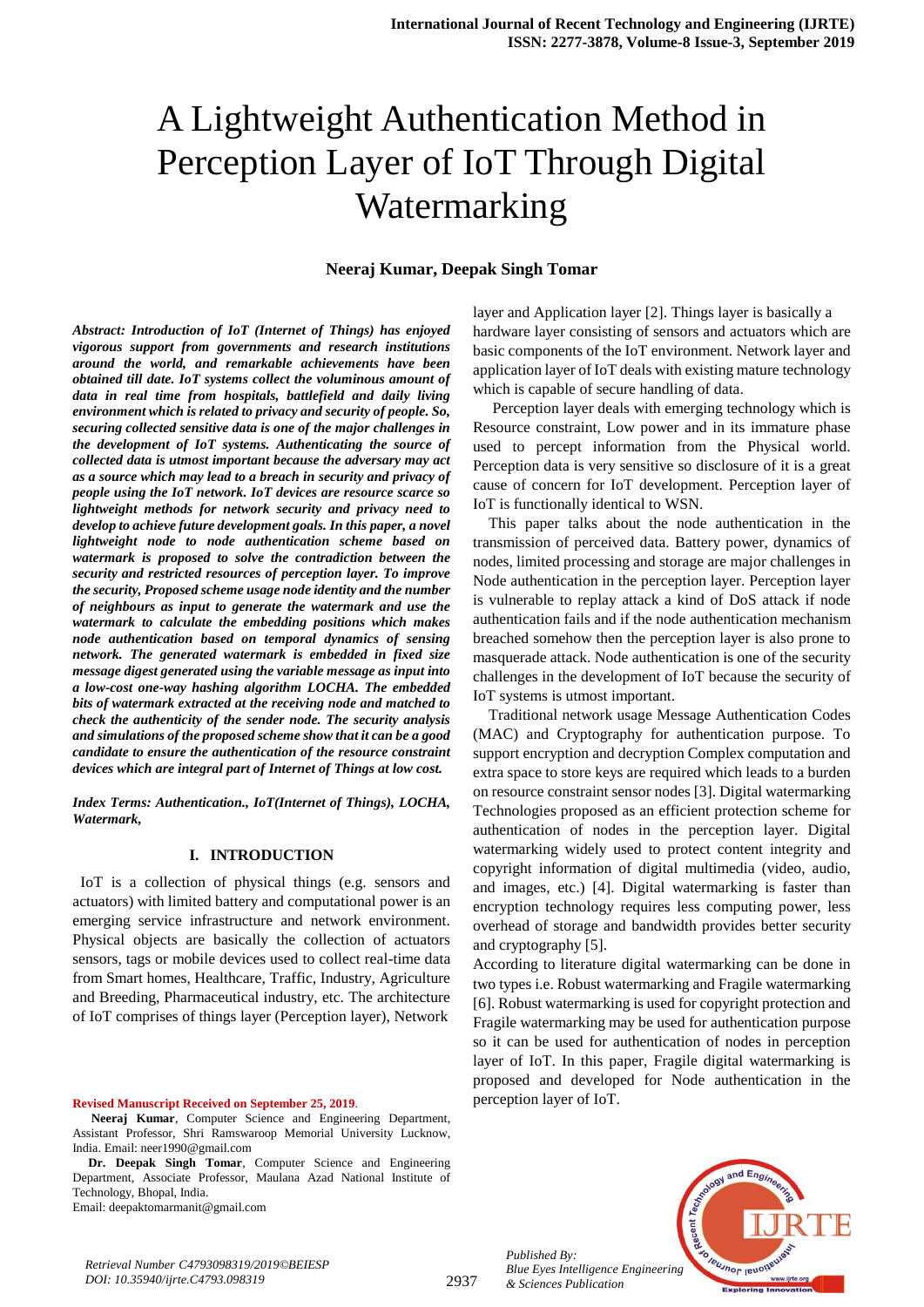# A Lightweight Authentication Method in Perception Layer of IoT Through Digital Watermarking

**Neeraj Kumar, Deepak Singh Tomar**

***Abstract: Introduction of IoT (Internet of Things) has enjoyed vigorous support from governments and research institutions around the world, and remarkable achievements have been obtained till date. IoT systems collect the voluminous amount of data in real time from hospitals, battlefield and daily living environment which is related to privacy and security of people. So, securing collected sensitive data is one of the major challenges in the development of IoT systems. Authenticating the source of collected data is utmost important because the adversary may act as a source which may lead to a breach in security and privacy of people using the IoT network. IoT devices are resource scarce so lightweight methods for network security and privacy need to develop to achieve future development goals. In this paper, a novel lightweight node to node authentication scheme based on watermark is proposed to solve the contradiction between the security and restricted resources of perception layer. To improve the security, Proposed scheme usage node identity and the number of neighbours as input to generate the watermark and use the watermark to calculate the embedding positions which makes node authentication based on temporal dynamics of sensing network. The generated watermark is embedded in fixed size message digest generated using the variable message as input into a low-cost one-way hashing algorithm LOCHA. The embedded bits of watermark extracted at the receiving node and matched to check the authenticity of the sender node. The security analysis and simulations of the proposed scheme show that it can be a good candidate to ensure the authentication of the resource constraint devices which are integral part of Internet of Things at low cost.***

***Index Terms: Authentication., IoT(Internet of Things), LOCHA, Watermark,***

## I. INTRODUCTION

IoT is a collection of physical things (e.g. sensors and actuators) with limited battery and computational power is an emerging service infrastructure and network environment. Physical objects are basically the collection of actuators sensors, tags or mobile devices used to collect real-time data from Smart homes, Healthcare, Traffic, Industry, Agriculture and Breeding, Pharmaceutical industry, etc. The architecture of IoT comprises of things layer (Perception layer), Network layer and Application layer [2]. Things layer is basically a hardware layer consisting of sensors and actuators which are basic components of the IoT environment. Network layer and application layer of IoT deals with existing mature technology which is capable of secure handling of data.

Perception layer deals with emerging technology which is Resource constraint, Low power and in its immature phase used to percept information from the Physical world. Perception data is very sensitive so disclosure of it is a great cause of concern for IoT development. Perception layer of IoT is functionally identical to WSN.

This paper talks about the node authentication in the transmission of perceived data. Battery power, dynamics of nodes, limited processing and storage are major challenges in Node authentication in the perception layer. Perception layer is vulnerable to replay attack a kind of DoS attack if node authentication fails and if the node authentication mechanism breached somehow then the perception layer is also prone to masquerade attack. Node authentication is one of the security challenges in the development of IoT because the security of IoT systems is utmost important.

Traditional network usage Message Authentication Codes (MAC) and Cryptography for authentication purpose. To support encryption and decryption Complex computation and extra space to store keys are required which leads to a burden on resource constraint sensor nodes [3]. Digital watermarking Technologies proposed as an efficient protection scheme for authentication of nodes in the perception layer. Digital watermarking widely used to protect content integrity and copyright information of digital multimedia (video, audio, and images, etc.) [4]. Digital watermarking is faster than encryption technology requires less computing power, less overhead of storage and bandwidth provides better security and cryptography [5].

According to literature digital watermarking can be done in two types i.e. Robust watermarking and Fragile watermarking [6]. Robust watermarking is used for copyright protection and Fragile watermarking may be used for authentication purpose so it can be used for authentication of nodes in perception layer of IoT. In this paper, Fragile digital watermarking is proposed and developed for Node authentication in the perception layer of IoT.

**Revised Manuscript Received on September 25, 2019.**

**Neeraj Kumar**, Computer Science and Engineering Department, Assistant Professor, Shri Ramswaroop Memorial University Lucknow, India. Email: neer1990@gmail.com

**Dr. Deepak Singh Tomar**, Computer Science and Engineering Department, Associate Professor, Maulana Azad National Institute of Technology, Bhopal, India.
Email: deepaktomarmanit@gmail.com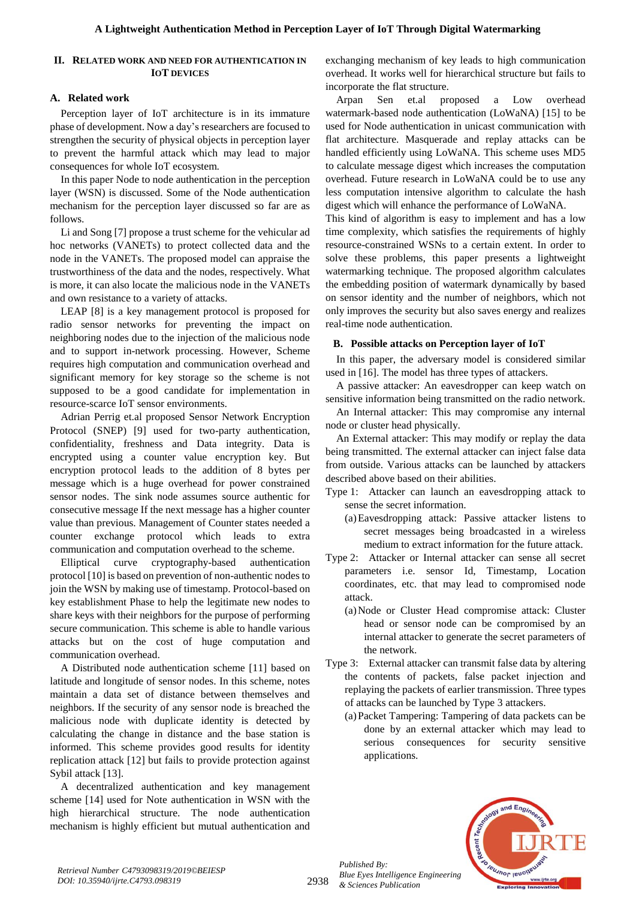## II. RELATED WORK AND NEED FOR AUTHENTICATION IN IOT DEVICES

### A. Related work

Perception layer of IoT architecture is in its immature phase of development. Now a day's researchers are focused to strengthen the security of physical objects in perception layer to prevent the harmful attack which may lead to major consequences for whole IoT ecosystem.

In this paper Node to node authentication in the perception layer (WSN) is discussed. Some of the Node authentication mechanism for the perception layer discussed so far are as follows.

Li and Song [7] propose a trust scheme for the vehicular ad hoc networks (VANETs) to protect collected data and the node in the VANETs. The proposed model can appraise the trustworthiness of the data and the nodes, respectively. What is more, it can also locate the malicious node in the VANETs and own resistance to a variety of attacks.

LEAP [8] is a key management protocol is proposed for radio sensor networks for preventing the impact on neighboring nodes due to the injection of the malicious node and to support in-network processing. However, Scheme requires high computation and communication overhead and significant memory for key storage so the scheme is not supposed to be a good candidate for implementation in resource-scarce IoT sensor environments.

Adrian Perrig et.al proposed Sensor Network Encryption Protocol (SNEP) [9] used for two-party authentication, confidentiality, freshness and Data integrity. Data is encrypted using a counter value encryption key. But encryption protocol leads to the addition of 8 bytes per message which is a huge overhead for power constrained sensor nodes. The sink node assumes source authentic for consecutive message If the next message has a higher counter value than previous. Management of Counter states needed a counter exchange protocol which leads to extra communication and computation overhead to the scheme.

Elliptical curve cryptography-based authentication protocol [10] is based on prevention of non-authentic nodes to join the WSN by making use of timestamp. Protocol-based on key establishment Phase to help the legitimate new nodes to share keys with their neighbors for the purpose of performing secure communication. This scheme is able to handle various attacks but on the cost of huge computation and communication overhead.

A Distributed node authentication scheme [11] based on latitude and longitude of sensor nodes. In this scheme, notes maintain a data set of distance between themselves and neighbors. If the security of any sensor node is breached the malicious node with duplicate identity is detected by calculating the change in distance and the base station is informed. This scheme provides good results for identity replication attack [12] but fails to provide protection against Sybil attack [13].

A decentralized authentication and key management scheme [14] used for Note authentication in WSN with the high hierarchical structure. The node authentication mechanism is highly efficient but mutual authentication and exchanging mechanism of key leads to high communication overhead. It works well for hierarchical structure but fails to incorporate the flat structure.

Arpan Sen et.al proposed a Low overhead watermark-based node authentication (LoWaNA) [15] to be used for Node authentication in unicast communication with flat architecture. Masquerade and replay attacks can be handled efficiently using LoWaNA. This scheme uses MD5 to calculate message digest which increases the computation overhead. Future research in LoWaNA could be to use any less computation intensive algorithm to calculate the hash digest which will enhance the performance of LoWaNA.

This kind of algorithm is easy to implement and has a low time complexity, which satisfies the requirements of highly resource-constrained WSNs to a certain extent. In order to solve these problems, this paper presents a lightweight watermarking technique. The proposed algorithm calculates the embedding position of watermark dynamically by based on sensor identity and the number of neighbors, which not only improves the security but also saves energy and realizes real-time node authentication.

### B. Possible attacks on Perception layer of IoT

In this paper, the adversary model is considered similar used in [16]. The model has three types of attackers.

A passive attacker: An eavesdropper can keep watch on sensitive information being transmitted on the radio network.

An Internal attacker: This may compromise any internal node or cluster head physically.

An External attacker: This may modify or replay the data being transmitted. The external attacker can inject false data from outside. Various attacks can be launched by attackers described above based on their abilities.

Type 1: Attacker can launch an eavesdropping attack to sense the secret information.

(a) Eavesdropping attack: Passive attacker listens to secret messages being broadcasted in a wireless medium to extract information for the future attack.

Type 2: Attacker or Internal attacker can sense all secret parameters i.e. sensor Id, Timestamp, Location coordinates, etc. that may lead to compromised node attack.

(a) Node or Cluster Head compromise attack: Cluster head or sensor node can be compromised by an internal attacker to generate the secret parameters of the network.

Type 3: External attacker can transmit false data by altering the contents of packets, false packet injection and replaying the packets of earlier transmission. Three types of attacks can be launched by Type 3 attackers.

(a) Packet Tampering: Tampering of data packets can be done by an external attacker which may lead to serious consequences for security sensitive applications.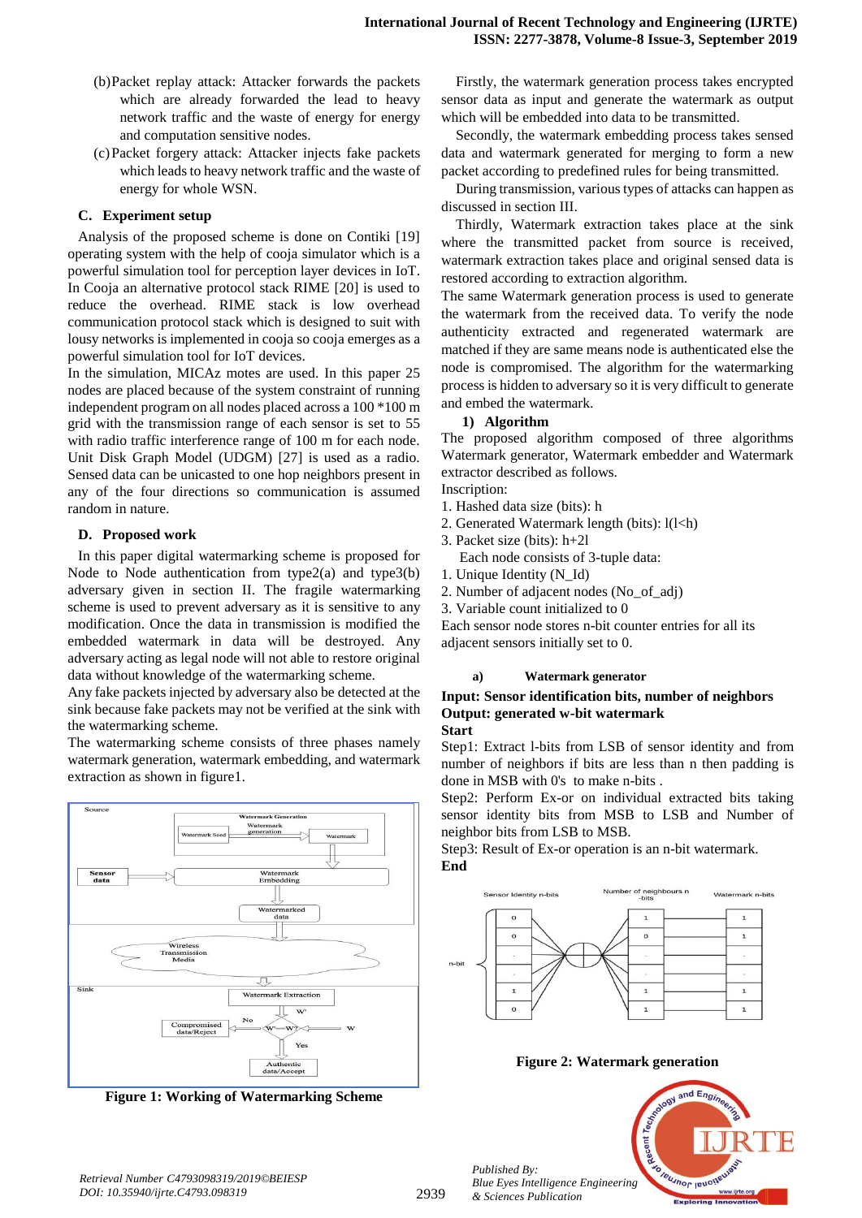(b) Packet replay attack: Attacker forwards the packets which are already forwarded the lead to heavy network traffic and the waste of energy for energy and computation sensitive nodes.

(c) Packet forgery attack: Attacker injects fake packets which leads to heavy network traffic and the waste of energy for whole WSN.

### C. Experiment setup

Analysis of the proposed scheme is done on Contiki [19] operating system with the help of cooja simulator which is a powerful simulation tool for perception layer devices in IoT. In Cooja an alternative protocol stack RIME [20] is used to reduce the overhead. RIME stack is low overhead communication protocol stack which is designed to suit with lousy networks is implemented in cooja so cooja emerges as a powerful simulation tool for IoT devices.

In the simulation, MICAz motes are used. In this paper 25 nodes are placed because of the system constraint of running independent program on all nodes placed across a 100 *100 m grid with the transmission range of each sensor is set to 55 with radio traffic interference range of 100 m for each node. Unit Disk Graph Model (UDGM) [27] is used as a radio. Sensed data can be unicasted to one hop neighbors present in any of the four directions so communication is assumed random in nature.

### D. Proposed work

In this paper digital watermarking scheme is proposed for Node to Node authentication from type2(a) and type3(b) adversary given in section II. The fragile watermarking scheme is used to prevent adversary as it is sensitive to any modification. Once the data in transmission is modified the embedded watermark in data will be destroyed. Any adversary acting as legal node will not able to restore original data without knowledge of the watermarking scheme.

Any fake packets injected by adversary also be detected at the sink because fake packets may not be verified at the sink with the watermarking scheme.

The watermarking scheme consists of three phases namely watermark generation, watermark embedding, and watermark extraction as shown in figure1.

**Figure 1: Working of Watermarking Scheme**

Firstly, the watermark generation process takes encrypted sensor data as input and generate the watermark as output which will be embedded into data to be transmitted.

Secondly, the watermark embedding process takes sensed data and watermark generated for merging to form a new packet according to predefined rules for being transmitted.

During transmission, various types of attacks can happen as discussed in section III.

Thirdly, Watermark extraction takes place at the sink where the transmitted packet from source is received, watermark extraction takes place and original sensed data is restored according to extraction algorithm.

The same Watermark generation process is used to generate the watermark from the received data. To verify the node authenticity extracted and regenerated watermark are matched if they are same means node is authenticated else the node is compromised. The algorithm for the watermarking process is hidden to adversary so it is very difficult to generate and embed the watermark.

#### 1) Algorithm

The proposed algorithm composed of three algorithms Watermark generator, Watermark embedder and Watermark extractor described as follows.

Inscription:

1. Hashed data size (bits): h
2. Generated Watermark length (bits): l(l<h)
3. Packet size (bits): h+2l

Each node consists of 3-tuple data:

1. Unique Identity (N_Id)
2. Number of adjacent nodes (No_of_adj)
3. Variable count initialized to 0

Each sensor node stores n-bit counter entries for all its adjacent sensors initially set to 0.

##### a) Watermark generator

**Input: Sensor identification bits, number of neighbors**
**Output: generated w-bit watermark**
**Start**

Step1: Extract l-bits from LSB of sensor identity and from number of neighbors if bits are less than n then padding is done in MSB with 0's to make n-bits .

Step2: Perform Ex-or on individual extracted bits taking sensor identity bits from MSB to LSB and Number of neighbor bits from LSB to MSB.

Step3: Result of Ex-or operation is an n-bit watermark.

**End**

**Figure 2: Watermark generation**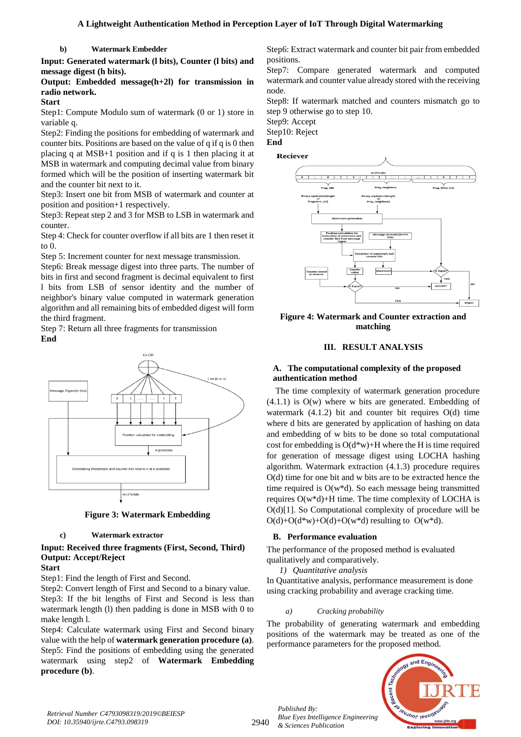#### b) Watermark Embedder

**Input: Generated watermark (l bits), Counter (l bits) and message digest (h bits).**

**Output: Embedded message(h+2l) for transmission in radio network.**

**Start**

Step1: Compute Modulo sum of watermark (0 or 1) store in variable q.

Step2: Finding the positions for embedding of watermark and counter bits. Positions are based on the value of q if q is 0 then placing q at MSB+1 position and if q is 1 then placing it at MSB in watermark and computing decimal value from binary formed which will be the position of inserting watermark bit and the counter bit next to it.

Step3: Insert one bit from MSB of watermark and counter at position and position+1 respectively.

Step3: Repeat step 2 and 3 for MSB to LSB in watermark and counter.

Step 4: Check for counter overflow if all bits are 1 then reset it to 0.

Step 5: Increment counter for next message transmission.

Step6: Break message digest into three parts. The number of bits in first and second fragment is decimal equivalent to first l bits from LSB of sensor identity and the number of neighbor's binary value computed in watermark generation algorithm and all remaining bits of embedded digest will form the third fragment.

Step 7: Return all three fragments for transmission

**End**

**Figure 3: Watermark Embedding**

#### c) Watermark extractor

**Input: Received three fragments (First, Second, Third)**

**Output: Accept/Reject**

**Start**

Step1: Find the length of First and Second.

Step2: Convert length of First and Second to a binary value.

Step3: If the bit lengths of First and Second is less than watermark length (l) then padding is done in MSB with 0 to make length l.

Step4: Calculate watermark using First and Second binary value with the help of **watermark generation procedure (a)**.

Step5: Find the positions of embedding using the generated watermark using step2 of **Watermark Embedding procedure (b)**.

Step6: Extract watermark and counter bit pair from embedded positions.

Step7: Compare generated watermark and computed watermark and counter value already stored with the receiving node.

Step8: If watermark matched and counters mismatch go to step 9 otherwise go to step 10.

Step9: Accept

Step10: Reject

**End**

**Figure 4: Watermark and Counter extraction and matching**

## III. RESULT ANALYSIS

### A. The computational complexity of the proposed authentication method

The time complexity of watermark generation procedure (4.1.1) is O(w) where w bits are generated. Embedding of watermark (4.1.2) bit and counter bit requires O(d) time where d bits are generated by application of hashing on data and embedding of w bits to be done so total computational cost for embedding is $O(d*w)+H$ where the H is time required for generation of message digest using LOCHA hashing algorithm. Watermark extraction (4.1.3) procedure requires O(d) time for one bit and w bits are to be extracted hence the time required is $O(w*d)$. So each message being transmitted requires $O(w*d)+H$ time. The time complexity of LOCHA is O(d)[1]. So Computational complexity of procedure will be $O(d)+O(d*w)+O(d)+O(w*d)$ resulting to $O(w*d)$.

### B. Performance evaluation

The performance of the proposed method is evaluated qualitatively and comparatively.

*1) Quantitative analysis*

In Quantitative analysis, performance measurement is done using cracking probability and average cracking time.

*a) Cracking probability*

The probability of generating watermark and embedding positions of the watermark may be treated as one of the performance parameters for the proposed method.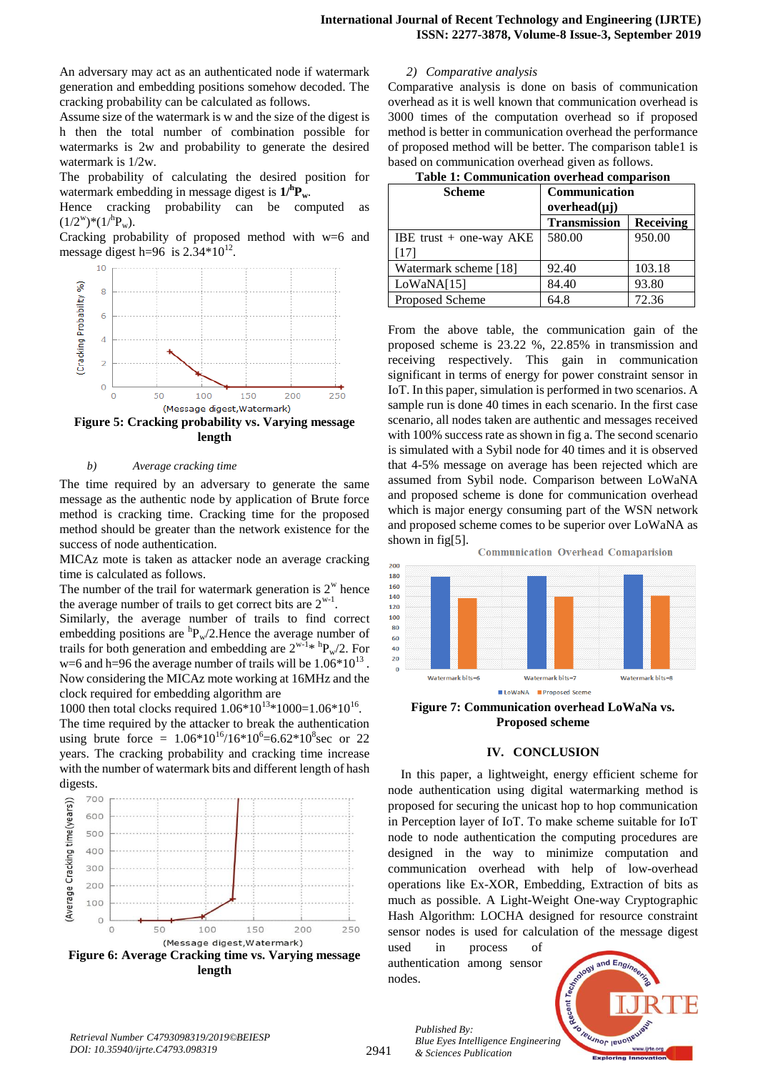An adversary may act as an authenticated node if watermark generation and embedding positions somehow decoded. The cracking probability can be calculated as follows.

Assume size of the watermark is w and the size of the digest is h then the total number of combination possible for watermarks is 2w and probability to generate the desired watermark is 1/2w.

The probability of calculating the desired position for watermark embedding in message digest is $1/{}^{h}P_{w}$.

Hence cracking probability can be computed as $(1/2^{w})*(1/{}^{h}P_{w})$.

Cracking probability of proposed method with w=6 and message digest h=96 is $2.34*10^{12}$.

**Figure 5: Cracking probability vs. Varying message length**

*b) Average cracking time*

The time required by an adversary to generate the same message as the authentic node by application of Brute force method is cracking time. Cracking time for the proposed method should be greater than the network existence for the success of node authentication.

MICAz mote is taken as attacker node an average cracking time is calculated as follows.

The number of the trail for watermark generation is $2^{w}$ hence the average number of trails to get correct bits are $2^{w-1}$.

Similarly, the average number of trails to find correct embedding positions are ${}^{h}P_{w}/2$. Hence the average number of trails for both generation and embedding are $2^{w-1} * {}^{h}P_{w}/2$. For w=6 and h=96 the average number of trails will be $1.06*10^{13}$.

Now considering the MICAz mote working at 16MHz and the clock required for embedding algorithm are 1000 then total clocks required $1.06*10^{13}*1000=1.06*10^{16}$.

The time required by the attacker to break the authentication using brute force = $1.06*10^{16}/16*10^{6}=6.62*10^{8}$sec or 22 years. The cracking probability and cracking time increase with the number of watermark bits and different length of hash digests.

**Figure 6: Average Cracking time vs. Varying message length**

*2) Comparative analysis*

Comparative analysis is done on basis of communication overhead as it is well known that communication overhead is 3000 times of the computation overhead so if proposed method is better in communication overhead the performance of proposed method will be better. The comparison table1 is based on communication overhead given as follows.

**Table 1: Communication overhead comparison**

| Scheme | Communication overhead(μj) | |
|---|---|---|
| | Transmission | Receiving |
| IBE trust + one-way AKE [17] | 580.00 | 950.00 |
| Watermark scheme [18] | 92.40 | 103.18 |
| LoWaNA[15] | 84.40 | 93.80 |
| Proposed Scheme | 64.8 | 72.36 |

From the above table, the communication gain of the proposed scheme is 23.22 %, 22.85% in transmission and receiving respectively. This gain in communication significant in terms of energy for power constraint sensor in IoT. In this paper, simulation is performed in two scenarios. A sample run is done 40 times in each scenario. In the first case scenario, all nodes taken are authentic and messages received with 100% success rate as shown in fig a. The second scenario is simulated with a Sybil node for 40 times and it is observed that 4-5% message on average has been rejected which are assumed from Sybil node. Comparison between LoWaNA and proposed scheme is done for communication overhead which is major energy consuming part of the WSN network and proposed scheme comes to be superior over LoWaNA as shown in fig[5].

**Figure 7: Communication overhead LoWaNa vs. Proposed scheme**

## IV. CONCLUSION

In this paper, a lightweight, energy efficient scheme for node authentication using digital watermarking method is proposed for securing the unicast hop to hop communication in Perception layer of IoT. To make scheme suitable for IoT node to node authentication the computing procedures are designed in the way to minimize computation and communication overhead with help of low-overhead operations like Ex-XOR, Embedding, Extraction of bits as much as possible. A Light-Weight One-way Cryptographic Hash Algorithm: LOCHA designed for resource constraint sensor nodes is used for calculation of the message digest used in process of authentication among sensor nodes.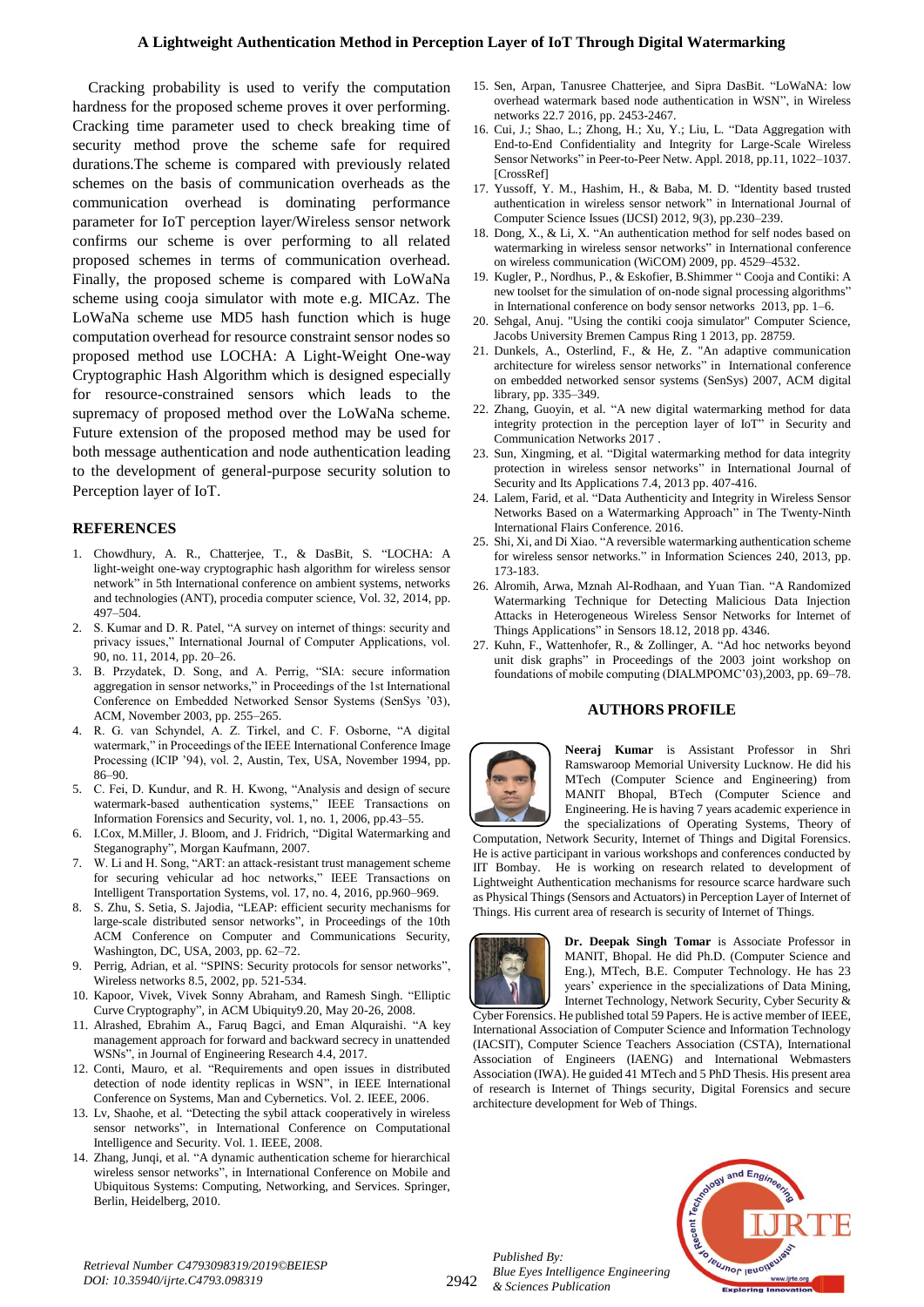Cracking probability is used to verify the computation hardness for the proposed scheme proves it over performing. Cracking time parameter used to check breaking time of security method prove the scheme safe for required durations.The scheme is compared with previously related schemes on the basis of communication overheads as the communication overhead is dominating performance parameter for IoT perception layer/Wireless sensor network confirms our scheme is over performing to all related proposed schemes in terms of communication overhead. Finally, the proposed scheme is compared with LoWaNa scheme using cooja simulator with mote e.g. MICAz. The LoWaNa scheme use MD5 hash function which is huge computation overhead for resource constraint sensor nodes so proposed method use LOCHA: A Light-Weight One-way Cryptographic Hash Algorithm which is designed especially for resource-constrained sensors which leads to the supremacy of proposed method over the LoWaNa scheme. Future extension of the proposed method may be used for both message authentication and node authentication leading to the development of general-purpose security solution to Perception layer of IoT.

## REFERENCES

1. Chowdhury, A. R., Chatterjee, T., & DasBit, S. "LOCHA: A light-weight one-way cryptographic hash algorithm for wireless sensor network" in 5th International conference on ambient systems, networks and technologies (ANT), procedia computer science, Vol. 32, 2014, pp. 497–504.
2. S. Kumar and D. R. Patel, "A survey on internet of things: security and privacy issues," International Journal of Computer Applications, vol. 90, no. 11, 2014, pp. 20–26.
3. B. Przydatek, D. Song, and A. Perrig, "SIA: secure information aggregation in sensor networks," in Proceedings of the 1st International Conference on Embedded Networked Sensor Systems (SenSys '03), ACM, November 2003, pp. 255–265.
4. R. G. van Schyndel, A. Z. Tirkel, and C. F. Osborne, "A digital watermark," in Proceedings of the IEEE International Conference Image Processing (ICIP '94), vol. 2, Austin, Tex, USA, November 1994, pp. 86–90.
5. C. Fei, D. Kundur, and R. H. Kwong, "Analysis and design of secure watermark-based authentication systems," IEEE Transactions on Information Forensics and Security, vol. 1, no. 1, 2006, pp.43–55.
6. I.Cox, M.Miller, J. Bloom, and J. Fridrich, "Digital Watermarking and Steganography", Morgan Kaufmann, 2007.
7. W. Li and H. Song, "ART: an attack-resistant trust management scheme for securing vehicular ad hoc networks," IEEE Transactions on Intelligent Transportation Systems, vol. 17, no. 4, 2016, pp.960–969.
8. S. Zhu, S. Setia, S. Jajodia, "LEAP: efficient security mechanisms for large-scale distributed sensor networks", in Proceedings of the 10th ACM Conference on Computer and Communications Security, Washington, DC, USA, 2003, pp. 62–72.
9. Perrig, Adrian, et al. "SPINS: Security protocols for sensor networks", Wireless networks 8.5, 2002, pp. 521-534.
10. Kapoor, Vivek, Vivek Sonny Abraham, and Ramesh Singh. "Elliptic Curve Cryptography", in ACM Ubiquity9.20, May 20-26, 2008.
11. Alrashed, Ebrahim A., Faruq Bagci, and Eman Alquraishi. "A key management approach for forward and backward secrecy in unattended WSNs", in Journal of Engineering Research 4.4, 2017.
12. Conti, Mauro, et al. "Requirements and open issues in distributed detection of node identity replicas in WSN", in IEEE International Conference on Systems, Man and Cybernetics. Vol. 2. IEEE, 2006.
13. Lv, Shaohe, et al. "Detecting the sybil attack cooperatively in wireless sensor networks", in International Conference on Computational Intelligence and Security. Vol. 1. IEEE, 2008.
14. Zhang, Junqi, et al. "A dynamic authentication scheme for hierarchical wireless sensor networks", in International Conference on Mobile and Ubiquitous Systems: Computing, Networking, and Services. Springer, Berlin, Heidelberg, 2010.
15. Sen, Arpan, Tanusree Chatterjee, and Sipra DasBit. "LoWaNA: low overhead watermark based node authentication in WSN", in Wireless networks 22.7 2016, pp. 2453-2467.
16. Cui, J.; Shao, L.; Zhong, H.; Xu, Y.; Liu, L. "Data Aggregation with End-to-End Confidentiality and Integrity for Large-Scale Wireless Sensor Networks" in Peer-to-Peer Netw. Appl. 2018, pp.11, 1022–1037. [CrossRef]
17. Yussoff, Y. M., Hashim, H., & Baba, M. D. "Identity based trusted authentication in wireless sensor network" in International Journal of Computer Science Issues (IJCSI) 2012, 9(3), pp.230–239.
18. Dong, X., & Li, X. "An authentication method for self nodes based on watermarking in wireless sensor networks" in International conference on wireless communication (WiCOM) 2009, pp. 4529–4532.
19. Kugler, P., Nordhus, P., & Eskofier, B.Shimmer " Cooja and Contiki: A new toolset for the simulation of on-node signal processing algorithms" in International conference on body sensor networks 2013, pp. 1–6.
20. Sehgal, Anuj. "Using the contiki cooja simulator" Computer Science, Jacobs University Bremen Campus Ring 1 2013, pp. 28759.
21. Dunkels, A., Osterlind, F., & He, Z. "An adaptive communication architecture for wireless sensor networks" in International conference on embedded networked sensor systems (SenSys) 2007, ACM digital library, pp. 335–349.
22. Zhang, Guoyin, et al. "A new digital watermarking method for data integrity protection in the perception layer of IoT" in Security and Communication Networks 2017 .
23. Sun, Xingming, et al. "Digital watermarking method for data integrity protection in wireless sensor networks" in International Journal of Security and Its Applications 7.4, 2013 pp. 407-416.
24. Lalem, Farid, et al. "Data Authenticity and Integrity in Wireless Sensor Networks Based on a Watermarking Approach" in The Twenty-Ninth International Flairs Conference. 2016.
25. Shi, Xi, and Di Xiao. "A reversible watermarking authentication scheme for wireless sensor networks." in Information Sciences 240, 2013, pp. 173-183.
26. Alromih, Arwa, Mznah Al-Rodhaan, and Yuan Tian. "A Randomized Watermarking Technique for Detecting Malicious Data Injection Attacks in Heterogeneous Wireless Sensor Networks for Internet of Things Applications" in Sensors 18.12, 2018 pp. 4346.
27. Kuhn, F., Wattenhofer, R., & Zollinger, A. "Ad hoc networks beyond unit disk graphs" in Proceedings of the 2003 joint workshop on foundations of mobile computing (DIALMPOMC'03),2003, pp. 69–78.

## AUTHORS PROFILE

**Neeraj Kumar** is Assistant Professor in Shri Ramswaroop Memorial University Lucknow. He did his MTech (Computer Science and Engineering) from MANIT Bhopal, BTech (Computer Science and Engineering. He is having 7 years academic experience in the specializations of Operating Systems, Theory of Computation, Network Security, Internet of Things and Digital Forensics. He is active participant in various workshops and conferences conducted by IIT Bombay. He is working on research related to development of Lightweight Authentication mechanisms for resource scarce hardware such as Physical Things (Sensors and Actuators) in Perception Layer of Internet of Things. His current area of research is security of Internet of Things.

**Dr. Deepak Singh Tomar** is Associate Professor in MANIT, Bhopal. He did Ph.D. (Computer Science and Eng.), MTech, B.E. Computer Technology. He has 23 years' experience in the specializations of Data Mining, Internet Technology, Network Security, Cyber Security & Cyber Forensics. He published total 59 Papers. He is active member of IEEE, International Association of Computer Science and Information Technology (IACSIT), Computer Science Teachers Association (CSTA), International Association of Engineers (IAENG) and International Webmasters Association (IWA). He guided 41 MTech and 5 PhD Thesis. His present area of research is Internet of Things security, Digital Forensics and secure architecture development for Web of Things.